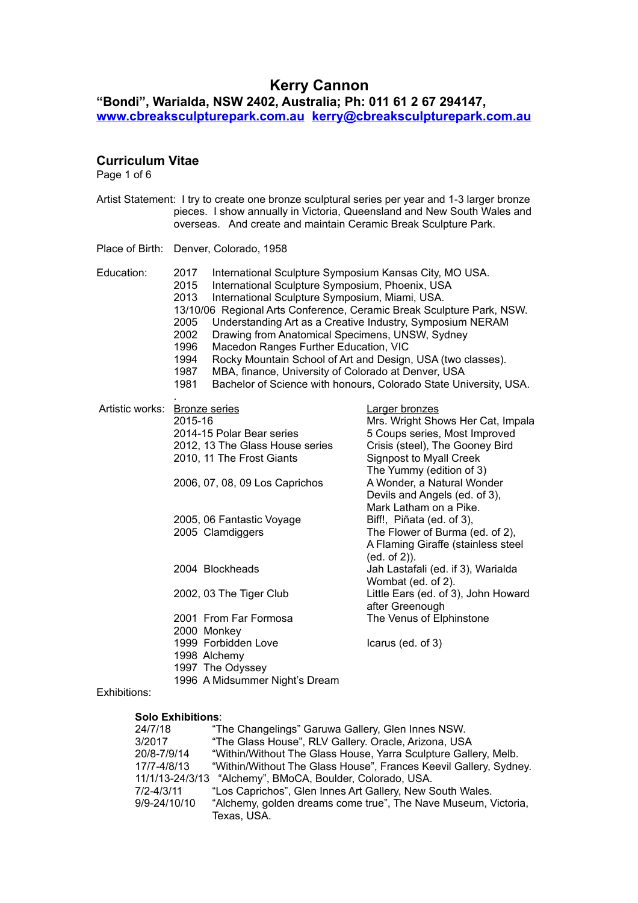# Kerry Cannon

**"Bondi", Warialda, NSW 2402, Australia; Ph: 011 61 2 67 294147,**
**www.cbreaksculpturepark.com.au kerry@cbreaksculpturepark.com.au**

## Curriculum Vitae

Page 1 of 6

Artist Statement: I try to create one bronze sculptural series per year and 1-3 larger bronze pieces. I show annually in Victoria, Queensland and New South Wales and overseas. And create and maintain Ceramic Break Sculpture Park.

Place of Birth: Denver, Colorado, 1958

Education:

- 2017 International Sculpture Symposium Kansas City, MO USA.
- 2015 International Sculpture Symposium, Phoenix, USA
- 2013 International Sculpture Symposium, Miami, USA.
- 13/10/06 Regional Arts Conference, Ceramic Break Sculpture Park, NSW.
- 2005 Understanding Art as a Creative Industry, Symposium NERAM
- 2002 Drawing from Anatomical Specimens, UNSW, Sydney
- 1996 Macedon Ranges Further Education, VIC
- 1994 Rocky Mountain School of Art and Design, USA (two classes).
- 1987 MBA, finance, University of Colorado at Denver, USA
- 1981 Bachelor of Science with honours, Colorado State University, USA.

Artistic works:

| Bronze series | Larger bronzes |
|---|---|
| 2015-16 | Mrs. Wright Shows Her Cat, Impala |
| 2014-15 Polar Bear series | 5 Coups series, Most Improved |
| 2012, 13 The Glass House series | Crisis (steel), The Gooney Bird |
| 2010, 11 The Frost Giants | Signpost to Myall Creek<br>The Yummy (edition of 3) |
| 2006, 07, 08, 09 Los Caprichos | A Wonder, a Natural Wonder<br>Devils and Angels (ed. of 3),<br>Mark Latham on a Pike. |
| 2005, 06 Fantastic Voyage | Biff!, Piñata (ed. of 3), |
| 2005 Clamdiggers | The Flower of Burma (ed. of 2),<br>A Flaming Giraffe (stainless steel (ed. of 2)). |
| 2004 Blockheads | Jah Lastafali (ed. if 3), Warialda Wombat (ed. of 2). |
| 2002, 03 The Tiger Club | Little Ears (ed. of 3), John Howard after Greenough |
| 2001 From Far Formosa | The Venus of Elphinstone |
| 2000 Monkey | |
| 1999 Forbidden Love | Icarus (ed. of 3) |
| 1998 Alchemy | |
| 1997 The Odyssey | |
| 1996 A Midsummer Night's Dream | |

Exhibitions:

**Solo Exhibitions**:

- 24/7/18 "The Changelings" Garuwa Gallery, Glen Innes NSW.
- 3/2017 "The Glass House", RLV Gallery. Oracle, Arizona, USA
- 20/8-7/9/14 "Within/Without The Glass House, Yarra Sculpture Gallery, Melb.
- 17/7-4/8/13 "Within/Without The Glass House", Frances Keevil Gallery, Sydney.
- 11/1/13-24/3/13 "Alchemy", BMoCA, Boulder, Colorado, USA.
- 7/2-4/3/11 "Los Caprichos", Glen Innes Art Gallery, New South Wales.
- 9/9-24/10/10 "Alchemy, golden dreams come true", The Nave Museum, Victoria, Texas, USA.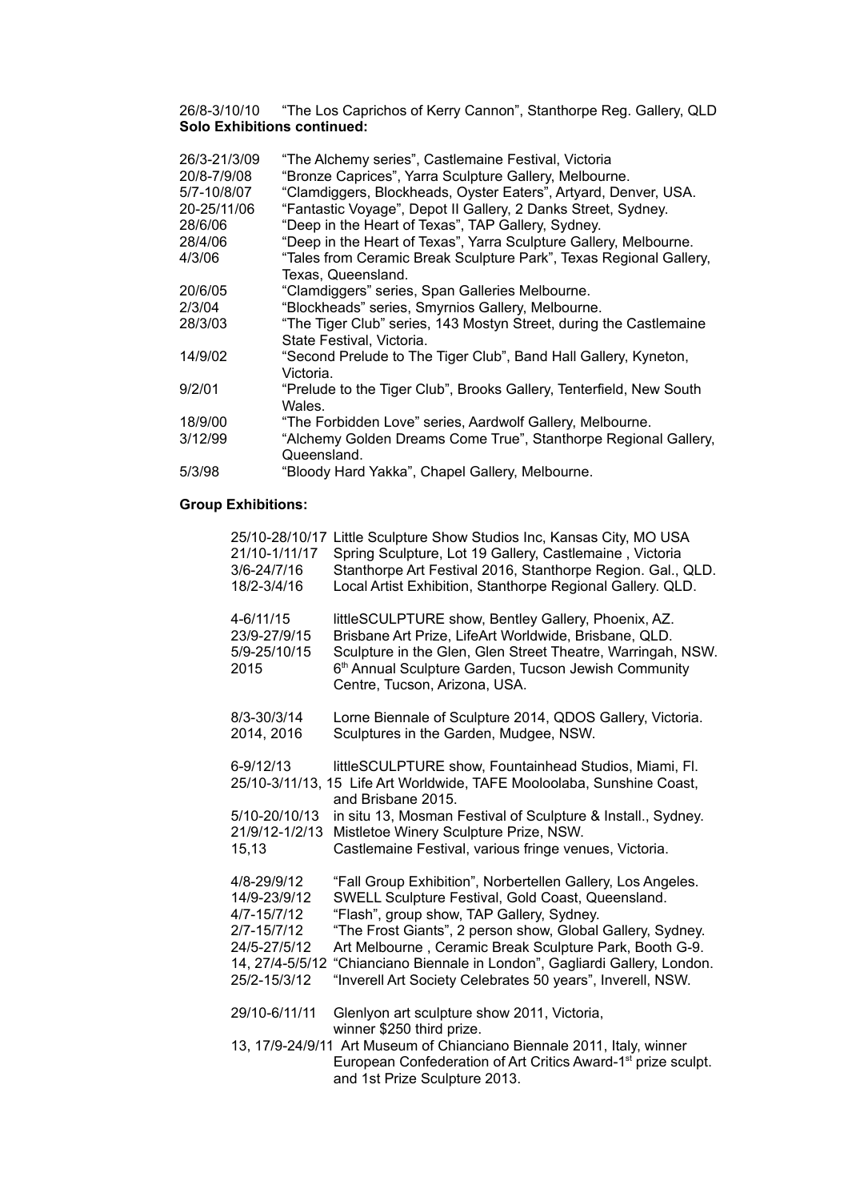26/8-3/10/10 "The Los Caprichos of Kerry Cannon", Stanthorpe Reg. Gallery, QLD

**Solo Exhibitions continued:**

| | |
|---|---|
| 26/3-21/3/09 | "The Alchemy series", Castlemaine Festival, Victoria |
| 20/8-7/9/08 | "Bronze Caprices", Yarra Sculpture Gallery, Melbourne. |
| 5/7-10/8/07 | "Clamdiggers, Blockheads, Oyster Eaters", Artyard, Denver, USA. |
| 20-25/11/06 | "Fantastic Voyage", Depot II Gallery, 2 Danks Street, Sydney. |
| 28/6/06 | "Deep in the Heart of Texas", TAP Gallery, Sydney. |
| 28/4/06 | "Deep in the Heart of Texas", Yarra Sculpture Gallery, Melbourne. |
| 4/3/06 | "Tales from Ceramic Break Sculpture Park", Texas Regional Gallery, Texas, Queensland. |
| 20/6/05 | "Clamdiggers" series, Span Galleries Melbourne. |
| 2/3/04 | "Blockheads" series, Smyrnios Gallery, Melbourne. |
| 28/3/03 | "The Tiger Club" series, 143 Mostyn Street, during the Castlemaine State Festival, Victoria. |
| 14/9/02 | "Second Prelude to The Tiger Club", Band Hall Gallery, Kyneton, Victoria. |
| 9/2/01 | "Prelude to the Tiger Club", Brooks Gallery, Tenterfield, New South Wales. |
| 18/9/00 | "The Forbidden Love" series, Aardwolf Gallery, Melbourne. |
| 3/12/99 | "Alchemy Golden Dreams Come True", Stanthorpe Regional Gallery, Queensland. |
| 5/3/98 | "Bloody Hard Yakka", Chapel Gallery, Melbourne. |

**Group Exhibitions:**

| | |
|---|---|
| 25/10-28/10/17 | Little Sculpture Show Studios Inc, Kansas City, MO USA |
| 21/10-1/11/17 | Spring Sculpture, Lot 19 Gallery, Castlemaine , Victoria |
| 3/6-24/7/16 | Stanthorpe Art Festival 2016, Stanthorpe Region. Gal., QLD. |
| 18/2-3/4/16 | Local Artist Exhibition, Stanthorpe Regional Gallery. QLD. |
| 4-6/11/15 | littleSCULPTURE show, Bentley Gallery, Phoenix, AZ. |
| 23/9-27/9/15 | Brisbane Art Prize, LifeArt Worldwide, Brisbane, QLD. |
| 5/9-25/10/15 | Sculpture in the Glen, Glen Street Theatre, Warringah, NSW. |
| 2015 | 6th Annual Sculpture Garden, Tucson Jewish Community Centre, Tucson, Arizona, USA. |
| 8/3-30/3/14 | Lorne Biennale of Sculpture 2014, QDOS Gallery, Victoria. |
| 2014, 2016 | Sculptures in the Garden, Mudgee, NSW. |
| 6-9/12/13 | littleSCULPTURE show, Fountainhead Studios, Miami, Fl. |
| 25/10-3/11/13, 15 | Life Art Worldwide, TAFE Mooloolaba, Sunshine Coast, and Brisbane 2015. |
| 5/10-20/10/13 | in situ 13, Mosman Festival of Sculpture & Install., Sydney. |
| 21/9/12-1/2/13 | Mistletoe Winery Sculpture Prize, NSW. |
| 15,13 | Castlemaine Festival, various fringe venues, Victoria. |
| 4/8-29/9/12 | "Fall Group Exhibition", Norbertellen Gallery, Los Angeles. |
| 14/9-23/9/12 | SWELL Sculpture Festival, Gold Coast, Queensland. |
| 4/7-15/7/12 | "Flash", group show, TAP Gallery, Sydney. |
| 2/7-15/7/12 | "The Frost Giants", 2 person show, Global Gallery, Sydney. |
| 24/5-27/5/12 | Art Melbourne , Ceramic Break Sculpture Park, Booth G-9. |
| 14, 27/4-5/5/12 | "Chianciano Biennale in London", Gagliardi Gallery, London. |
| 25/2-15/3/12 | "Inverell Art Society Celebrates 50 years", Inverell, NSW. |
| 29/10-6/11/11 | Glenlyon art sculpture show 2011, Victoria, winner $250 third prize. |
| 13, 17/9-24/9/11 | Art Museum of Chianciano Biennale 2011, Italy, winner European Confederation of Art Critics Award-1st prize sculpt. and 1st Prize Sculpture 2013. |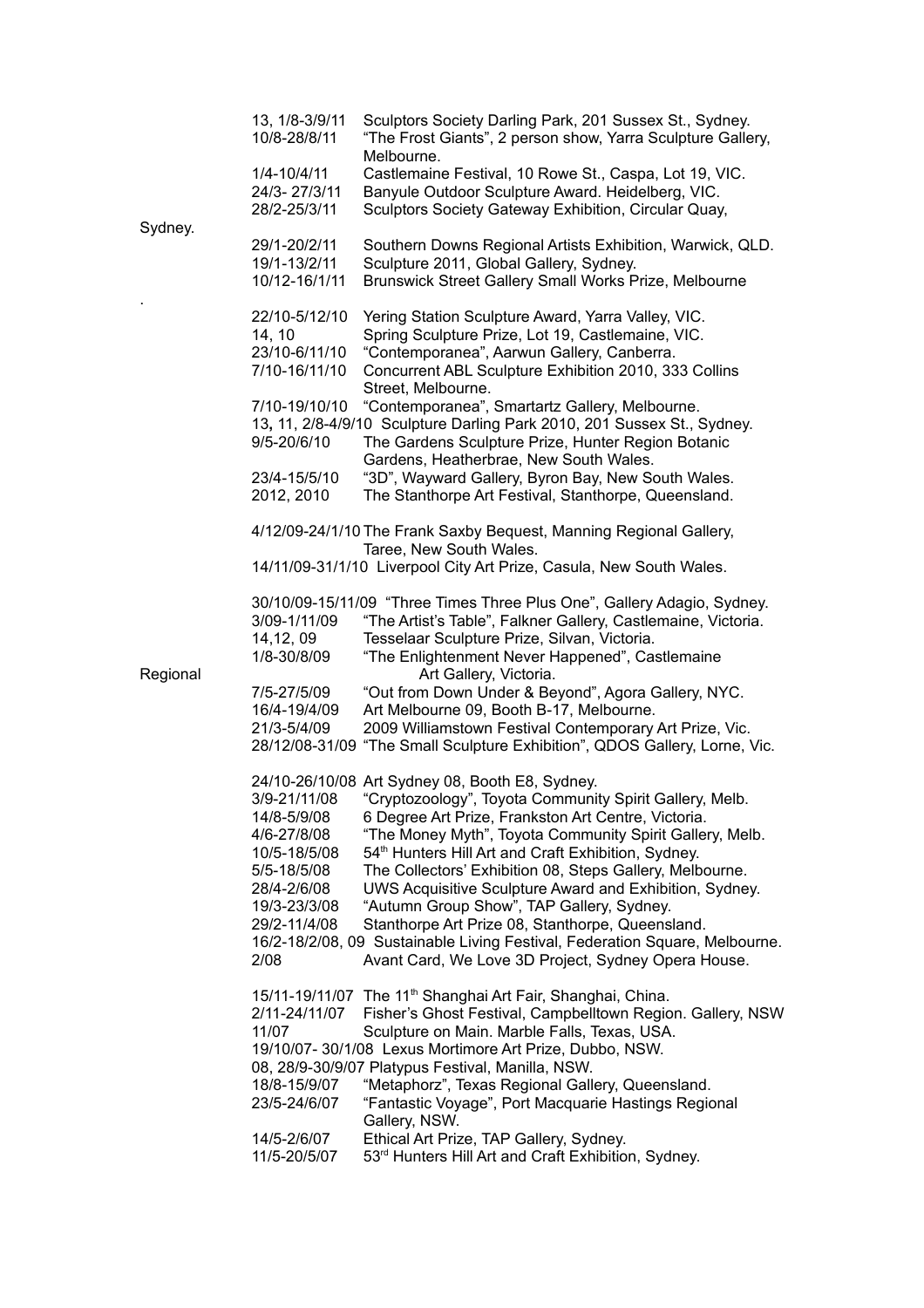13, 1/8-3/9/11 Sculptors Society Darling Park, 201 Sussex St., Sydney.
10/8-28/8/11 "The Frost Giants", 2 person show, Yarra Sculpture Gallery, Melbourne.
1/4-10/4/11 Castlemaine Festival, 10 Rowe St., Caspa, Lot 19, VIC.
24/3- 27/3/11 Banyule Outdoor Sculpture Award. Heidelberg, VIC.
28/2-25/3/11 Sculptors Society Gateway Exhibition, Circular Quay,
Sydney.
29/1-20/2/11 Southern Downs Regional Artists Exhibition, Warwick, QLD.
19/1-13/2/11 Sculpture 2011, Global Gallery, Sydney.
10/12-16/1/11 Brunswick Street Gallery Small Works Prize, Melbourne
.

22/10-5/12/10 Yering Station Sculpture Award, Yarra Valley, VIC.
14, 10 Spring Sculpture Prize, Lot 19, Castlemaine, VIC.
23/10-6/11/10 "Contemporanea", Aarwun Gallery, Canberra.
7/10-16/11/10 Concurrent ABL Sculpture Exhibition 2010, 333 Collins Street, Melbourne.
7/10-19/10/10 "Contemporanea", Smartartz Gallery, Melbourne.
13**,** 11, 2/8-4/9/10 Sculpture Darling Park 2010, 201 Sussex St., Sydney.
9/5-20/6/10 The Gardens Sculpture Prize, Hunter Region Botanic Gardens, Heatherbrae, New South Wales.
23/4-15/5/10 "3D", Wayward Gallery, Byron Bay, New South Wales.
2012, 2010 The Stanthorpe Art Festival, Stanthorpe, Queensland.

4/12/09-24/1/10 The Frank Saxby Bequest, Manning Regional Gallery, Taree, New South Wales.
14/11/09-31/1/10 Liverpool City Art Prize, Casula, New South Wales.

30/10/09-15/11/09 "Three Times Three Plus One", Gallery Adagio, Sydney.
3/09-1/11/09 "The Artist's Table", Falkner Gallery, Castlemaine, Victoria.
14,12, 09 Tesselaar Sculpture Prize, Silvan, Victoria.
1/8-30/8/09 "The Enlightenment Never Happened", Castlemaine Regional Art Gallery, Victoria.
7/5-27/5/09 "Out from Down Under & Beyond", Agora Gallery, NYC.
16/4-19/4/09 Art Melbourne 09, Booth B-17, Melbourne.
21/3-5/4/09 2009 Williamstown Festival Contemporary Art Prize, Vic.
28/12/08-31/09 "The Small Sculpture Exhibition", QDOS Gallery, Lorne, Vic.

24/10-26/10/08 Art Sydney 08, Booth E8, Sydney.
3/9-21/11/08 "Cryptozoology", Toyota Community Spirit Gallery, Melb.
14/8-5/9/08 6 Degree Art Prize, Frankston Art Centre, Victoria.
4/6-27/8/08 "The Money Myth", Toyota Community Spirit Gallery, Melb.
10/5-18/5/08 54th Hunters Hill Art and Craft Exhibition, Sydney.
5/5-18/5/08 The Collectors' Exhibition 08, Steps Gallery, Melbourne.
28/4-2/6/08 UWS Acquisitive Sculpture Award and Exhibition, Sydney.
19/3-23/3/08 "Autumn Group Show", TAP Gallery, Sydney.
29/2-11/4/08 Stanthorpe Art Prize 08, Stanthorpe, Queensland.
16/2-18/2/08, 09 Sustainable Living Festival, Federation Square, Melbourne.
2/08 Avant Card, We Love 3D Project, Sydney Opera House.

15/11-19/11/07 The 11th Shanghai Art Fair, Shanghai, China.
2/11-24/11/07 Fisher's Ghost Festival, Campbelltown Region. Gallery, NSW
11/07 Sculpture on Main. Marble Falls, Texas, USA.
19/10/07- 30/1/08 Lexus Mortimore Art Prize, Dubbo, NSW.
08, 28/9-30/9/07 Platypus Festival, Manilla, NSW.
18/8-15/9/07 "Metaphorz", Texas Regional Gallery, Queensland.
23/5-24/6/07 "Fantastic Voyage", Port Macquarie Hastings Regional Gallery, NSW.
14/5-2/6/07 Ethical Art Prize, TAP Gallery, Sydney.
11/5-20/5/07 53rd Hunters Hill Art and Craft Exhibition, Sydney.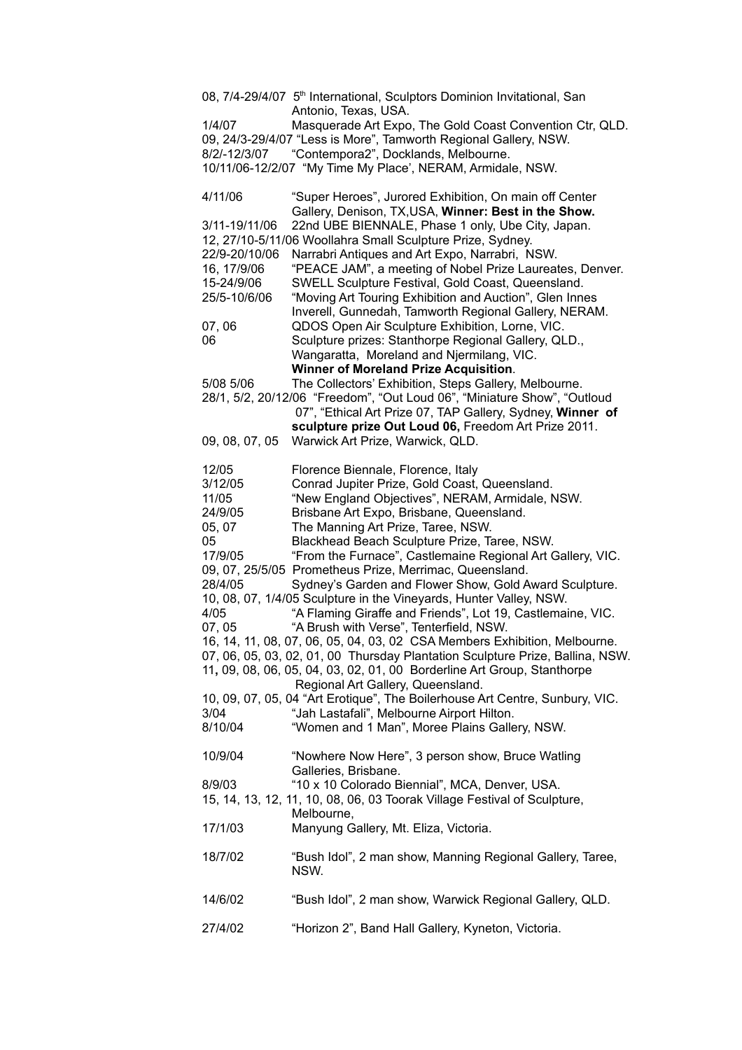08, 7/4-29/4/07 5th International, Sculptors Dominion Invitational, San Antonio, Texas, USA.

1/4/07 Masquerade Art Expo, The Gold Coast Convention Ctr, QLD.

09, 24/3-29/4/07 "Less is More", Tamworth Regional Gallery, NSW.

8/2/-12/3/07 "Contempora2", Docklands, Melbourne.

10/11/06-12/2/07 "My Time My Place', NERAM, Armidale, NSW.

4/11/06 "Super Heroes", Jurored Exhibition, On main off Center Gallery, Denison, TX,USA, **Winner: Best in the Show.**

3/11-19/11/06 22nd UBE BIENNALE, Phase 1 only, Ube City, Japan.

12, 27/10-5/11/06 Woollahra Small Sculpture Prize, Sydney.

22/9-20/10/06 Narrabri Antiques and Art Expo, Narrabri, NSW.

16, 17/9/06 "PEACE JAM", a meeting of Nobel Prize Laureates, Denver.

15-24/9/06 SWELL Sculpture Festival, Gold Coast, Queensland.

25/5-10/6/06 "Moving Art Touring Exhibition and Auction", Glen Innes Inverell, Gunnedah, Tamworth Regional Gallery, NERAM.

07, 06 QDOS Open Air Sculpture Exhibition, Lorne, VIC.

06 Sculpture prizes: Stanthorpe Regional Gallery, QLD., Wangaratta, Moreland and Njermilang, VIC. **Winner of Moreland Prize Acquisition**.

5/08 5/06 The Collectors' Exhibition, Steps Gallery, Melbourne.

28/1, 5/2, 20/12/06 "Freedom", "Out Loud 06", "Miniature Show", "Outloud 07", "Ethical Art Prize 07, TAP Gallery, Sydney, **Winner of sculpture prize Out Loud 06,** Freedom Art Prize 2011.

09, 08, 07, 05 Warwick Art Prize, Warwick, QLD.

12/05 Florence Biennale, Florence, Italy

3/12/05 Conrad Jupiter Prize, Gold Coast, Queensland.

11/05 "New England Objectives", NERAM, Armidale, NSW.

24/9/05 Brisbane Art Expo, Brisbane, Queensland.

05, 07 The Manning Art Prize, Taree, NSW.

05 Blackhead Beach Sculpture Prize, Taree, NSW.

17/9/05 "From the Furnace", Castlemaine Regional Art Gallery, VIC.

09, 07, 25/5/05 Prometheus Prize, Merrimac, Queensland.

28/4/05 Sydney's Garden and Flower Show, Gold Award Sculpture.

10, 08, 07, 1/4/05 Sculpture in the Vineyards, Hunter Valley, NSW.

4/05 "A Flaming Giraffe and Friends", Lot 19, Castlemaine, VIC.

07, 05 "A Brush with Verse", Tenterfield, NSW.

16, 14, 11, 08, 07, 06, 05, 04, 03, 02 CSA Members Exhibition, Melbourne.

07, 06, 05, 03, 02, 01, 00 Thursday Plantation Sculpture Prize, Ballina, NSW.

11**,** 09, 08, 06, 05, 04, 03, 02, 01, 00 Borderline Art Group, Stanthorpe Regional Art Gallery, Queensland.

10, 09, 07, 05, 04 "Art Erotique", The Boilerhouse Art Centre, Sunbury, VIC.

3/04 "Jah Lastafali", Melbourne Airport Hilton.

8/10/04 "Women and 1 Man", Moree Plains Gallery, NSW.

10/9/04 "Nowhere Now Here", 3 person show, Bruce Watling Galleries, Brisbane.

8/9/03 "10 x 10 Colorado Biennial", MCA, Denver, USA.

15, 14, 13, 12, 11, 10, 08, 06, 03 Toorak Village Festival of Sculpture, Melbourne,

17/1/03 Manyung Gallery, Mt. Eliza, Victoria.

18/7/02 "Bush Idol", 2 man show, Manning Regional Gallery, Taree, NSW.

14/6/02 "Bush Idol", 2 man show, Warwick Regional Gallery, QLD.

27/4/02 "Horizon 2", Band Hall Gallery, Kyneton, Victoria.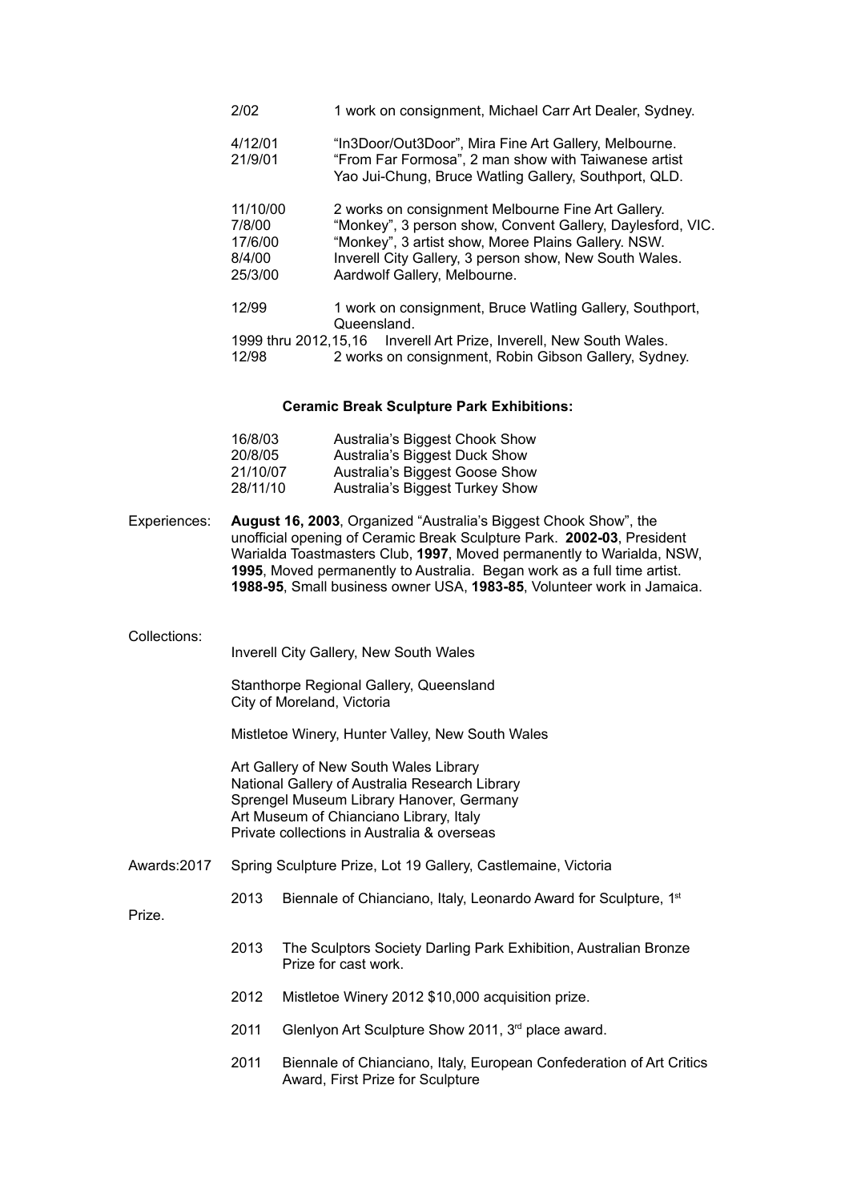2/02 1 work on consignment, Michael Carr Art Dealer, Sydney.

4/12/01 "In3Door/Out3Door", Mira Fine Art Gallery, Melbourne.
21/9/01 "From Far Formosa", 2 man show with Taiwanese artist Yao Jui-Chung, Bruce Watling Gallery, Southport, QLD.

11/10/00 2 works on consignment Melbourne Fine Art Gallery.
7/8/00 "Monkey", 3 person show, Convent Gallery, Daylesford, VIC.
17/6/00 "Monkey", 3 artist show, Moree Plains Gallery. NSW.
8/4/00 Inverell City Gallery, 3 person show, New South Wales.
25/3/00 Aardwolf Gallery, Melbourne.

12/99 1 work on consignment, Bruce Watling Gallery, Southport, Queensland.
1999 thru 2012,15,16 Inverell Art Prize, Inverell, New South Wales.
12/98 2 works on consignment, Robin Gibson Gallery, Sydney.

**Ceramic Break Sculpture Park Exhibitions:**

16/8/03 Australia's Biggest Chook Show
20/8/05 Australia's Biggest Duck Show
21/10/07 Australia's Biggest Goose Show
28/11/10 Australia's Biggest Turkey Show

Experiences: **August 16, 2003**, Organized "Australia's Biggest Chook Show", the unofficial opening of Ceramic Break Sculpture Park. **2002-03**, President Warialda Toastmasters Club, **1997**, Moved permanently to Warialda, NSW, **1995**, Moved permanently to Australia. Began work as a full time artist. **1988-95**, Small business owner USA, **1983-85**, Volunteer work in Jamaica.

Collections:

Inverell City Gallery, New South Wales

Stanthorpe Regional Gallery, Queensland
City of Moreland, Victoria

Mistletoe Winery, Hunter Valley, New South Wales

Art Gallery of New South Wales Library
National Gallery of Australia Research Library
Sprengel Museum Library Hanover, Germany
Art Museum of Chianciano Library, Italy
Private collections in Australia & overseas

Awards:2017 Spring Sculpture Prize, Lot 19 Gallery, Castlemaine, Victoria

2013 Biennale of Chianciano, Italy, Leonardo Award for Sculpture, 1st Prize.

2013 The Sculptors Society Darling Park Exhibition, Australian Bronze Prize for cast work.

2012 Mistletoe Winery 2012 $10,000 acquisition prize.

2011 Glenlyon Art Sculpture Show 2011, 3rd place award.

2011 Biennale of Chianciano, Italy, European Confederation of Art Critics Award, First Prize for Sculpture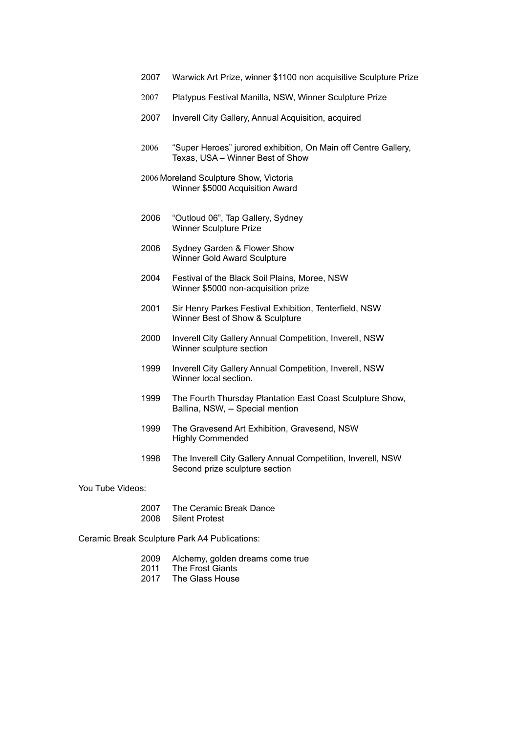2007 Warwick Art Prize, winner $1100 non acquisitive Sculpture Prize

2007 Platypus Festival Manilla, NSW, Winner Sculpture Prize

2007 Inverell City Gallery, Annual Acquisition, acquired

2006 "Super Heroes" jurored exhibition, On Main off Centre Gallery, Texas, USA – Winner Best of Show

2006 Moreland Sculpture Show, Victoria
Winner $5000 Acquisition Award

2006 "Outloud 06", Tap Gallery, Sydney
Winner Sculpture Prize

2006 Sydney Garden & Flower Show
Winner Gold Award Sculpture

2004 Festival of the Black Soil Plains, Moree, NSW
Winner $5000 non-acquisition prize

2001 Sir Henry Parkes Festival Exhibition, Tenterfield, NSW
Winner Best of Show & Sculpture

2000 Inverell City Gallery Annual Competition, Inverell, NSW
Winner sculpture section

1999 Inverell City Gallery Annual Competition, Inverell, NSW
Winner local section.

1999 The Fourth Thursday Plantation East Coast Sculpture Show, Ballina, NSW, -- Special mention

1999 The Gravesend Art Exhibition, Gravesend, NSW
Highly Commended

1998 The Inverell City Gallery Annual Competition, Inverell, NSW
Second prize sculpture section

You Tube Videos:

2007 The Ceramic Break Dance
2008 Silent Protest

Ceramic Break Sculpture Park A4 Publications:

2009 Alchemy, golden dreams come true
2011 The Frost Giants
2017 The Glass House